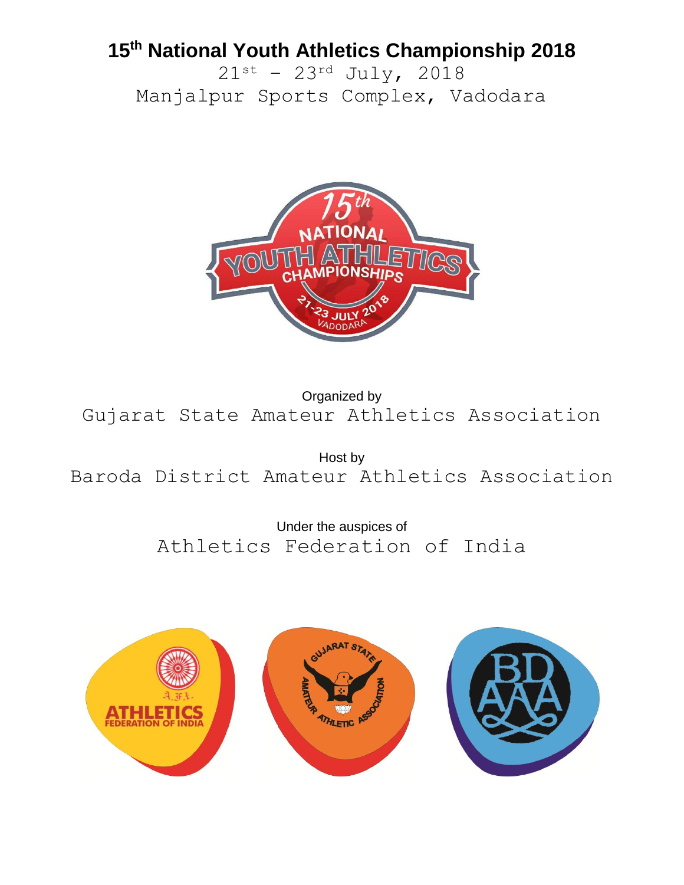# 15th National Youth Athletics Championship 2018

21st – 23rd July, 2018

Manjalpur Sports Complex, Vadodara

Organized by

Gujarat State Amateur Athletics Association

Host by

Baroda District Amateur Athletics Association

Under the auspices of

Athletics Federation of India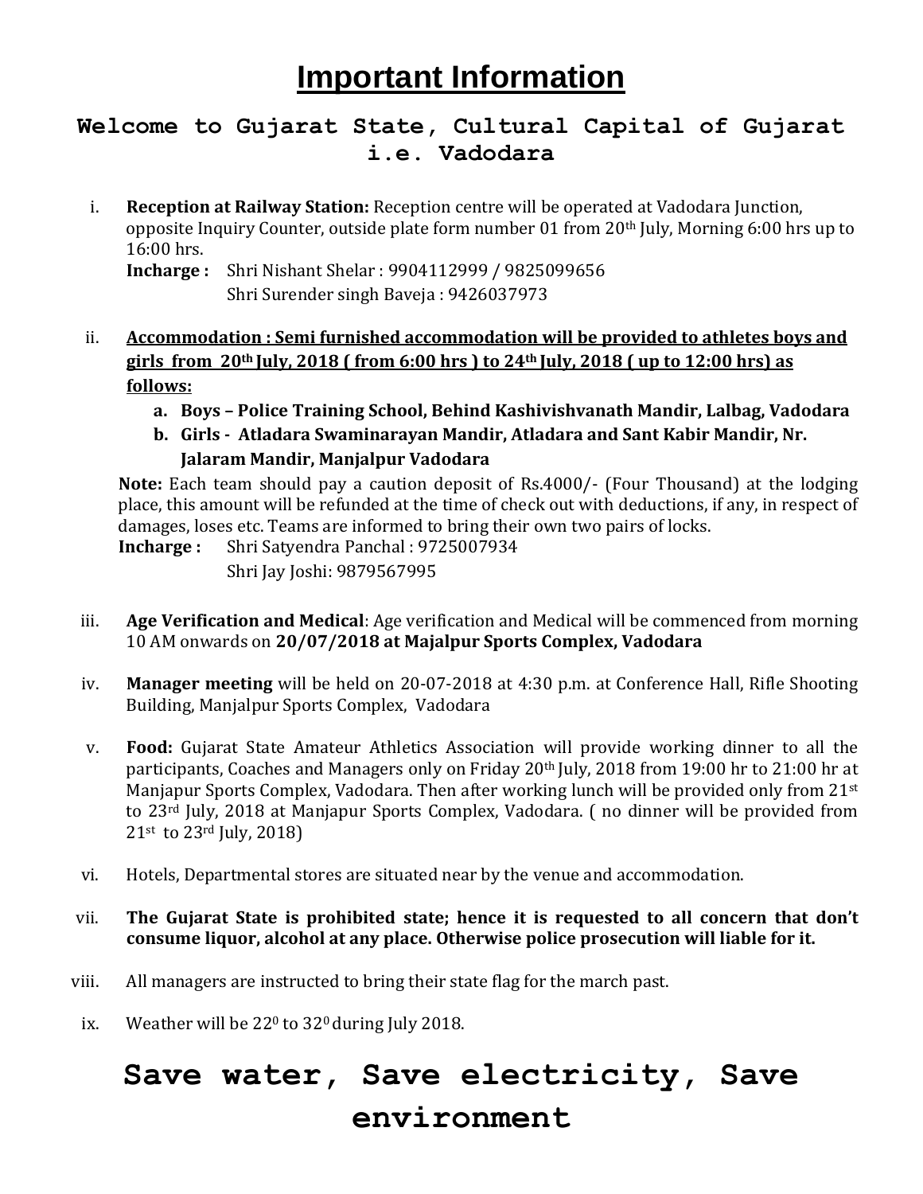# Important Information

## Welcome to Gujarat State, Cultural Capital of Gujarat i.e. Vadodara

i. **Reception at Railway Station:** Reception centre will be operated at Vadodara Junction, opposite Inquiry Counter, outside plate form number 01 from 20th July, Morning 6:00 hrs up to 16:00 hrs.
**Incharge :** Shri Nishant Shelar : 9904112999 / 9825099656
Shri Surender singh Baveja : 9426037973

ii. **Accommodation : Semi furnished accommodation will be provided to athletes boys and girls from 20th July, 2018 ( from 6:00 hrs ) to 24th July, 2018 ( up to 12:00 hrs) as follows:**
   a. **Boys – Police Training School, Behind Kashivishvanath Mandir, Lalbag, Vadodara**
   b. **Girls - Atladara Swaminarayan Mandir, Atladara and Sant Kabir Mandir, Nr. Jalaram Mandir, Manjalpur Vadodara**

**Note:** Each team should pay a caution deposit of Rs.4000/- (Four Thousand) at the lodging place, this amount will be refunded at the time of check out with deductions, if any, in respect of damages, loses etc. Teams are informed to bring their own two pairs of locks.
**Incharge :** Shri Satyendra Panchal : 9725007934
Shri Jay Joshi: 9879567995

iii. **Age Verification and Medical**: Age verification and Medical will be commenced from morning 10 AM onwards on **20/07/2018 at Majalpur Sports Complex, Vadodara**

iv. **Manager meeting** will be held on 20-07-2018 at 4:30 p.m. at Conference Hall, Rifle Shooting Building, Manjalpur Sports Complex, Vadodara

v. **Food:** Gujarat State Amateur Athletics Association will provide working dinner to all the participants, Coaches and Managers only on Friday 20th July, 2018 from 19:00 hr to 21:00 hr at Manjapur Sports Complex, Vadodara. Then after working lunch will be provided only from 21st to 23rd July, 2018 at Manjapur Sports Complex, Vadodara. ( no dinner will be provided from 21st to 23rd July, 2018)

vi. Hotels, Departmental stores are situated near by the venue and accommodation.

vii. **The Gujarat State is prohibited state; hence it is requested to all concern that don't consume liquor, alcohol at any place. Otherwise police prosecution will liable for it.**

viii. All managers are instructed to bring their state flag for the march past.

ix. Weather will be $22^0$ to $32^0$ during July 2018.

# Save water, Save electricity, Save environment